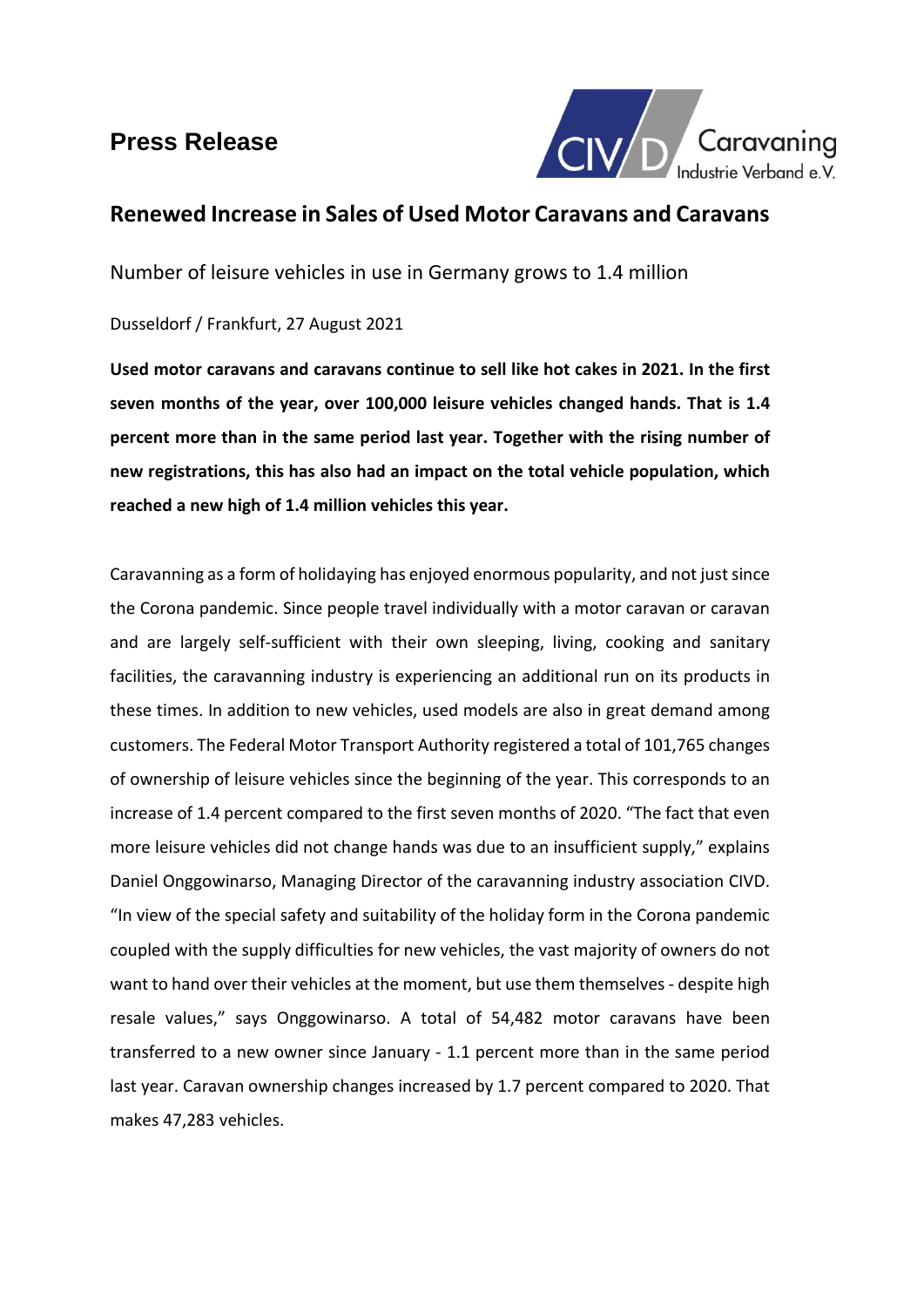**Press Release**

# Renewed Increase in Sales of Used Motor Caravans and Caravans

Number of leisure vehicles in use in Germany grows to 1.4 million

Dusseldorf / Frankfurt, 27 August 2021

**Used motor caravans and caravans continue to sell like hot cakes in 2021. In the first seven months of the year, over 100,000 leisure vehicles changed hands. That is 1.4 percent more than in the same period last year. Together with the rising number of new registrations, this has also had an impact on the total vehicle population, which reached a new high of 1.4 million vehicles this year.**

Caravanning as a form of holidaying has enjoyed enormous popularity, and not just since the Corona pandemic. Since people travel individually with a motor caravan or caravan and are largely self-sufficient with their own sleeping, living, cooking and sanitary facilities, the caravanning industry is experiencing an additional run on its products in these times. In addition to new vehicles, used models are also in great demand among customers. The Federal Motor Transport Authority registered a total of 101,765 changes of ownership of leisure vehicles since the beginning of the year. This corresponds to an increase of 1.4 percent compared to the first seven months of 2020. "The fact that even more leisure vehicles did not change hands was due to an insufficient supply," explains Daniel Onggowinarso, Managing Director of the caravanning industry association CIVD. "In view of the special safety and suitability of the holiday form in the Corona pandemic coupled with the supply difficulties for new vehicles, the vast majority of owners do not want to hand over their vehicles at the moment, but use them themselves - despite high resale values," says Onggowinarso. A total of 54,482 motor caravans have been transferred to a new owner since January - 1.1 percent more than in the same period last year. Caravan ownership changes increased by 1.7 percent compared to 2020. That makes 47,283 vehicles.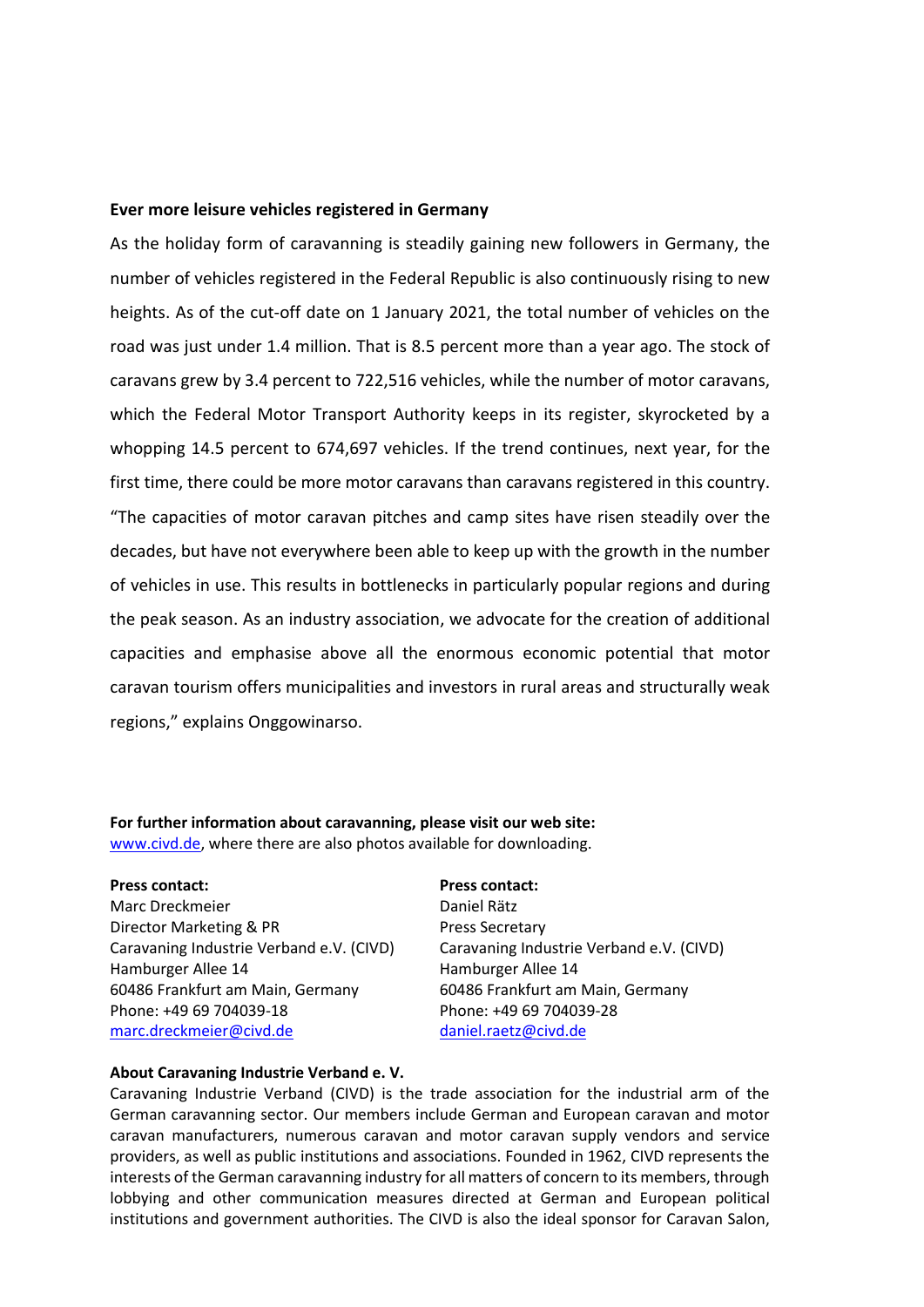**Ever more leisure vehicles registered in Germany**

As the holiday form of caravanning is steadily gaining new followers in Germany, the number of vehicles registered in the Federal Republic is also continuously rising to new heights. As of the cut-off date on 1 January 2021, the total number of vehicles on the road was just under 1.4 million. That is 8.5 percent more than a year ago. The stock of caravans grew by 3.4 percent to 722,516 vehicles, while the number of motor caravans, which the Federal Motor Transport Authority keeps in its register, skyrocketed by a whopping 14.5 percent to 674,697 vehicles. If the trend continues, next year, for the first time, there could be more motor caravans than caravans registered in this country. "The capacities of motor caravan pitches and camp sites have risen steadily over the decades, but have not everywhere been able to keep up with the growth in the number of vehicles in use. This results in bottlenecks in particularly popular regions and during the peak season. As an industry association, we advocate for the creation of additional capacities and emphasise above all the enormous economic potential that motor caravan tourism offers municipalities and investors in rural areas and structurally weak regions," explains Onggowinarso.

**For further information about caravanning, please visit our web site:**
www.civd.de, where there are also photos available for downloading.

**Press contact:**
Marc Dreckmeier
Director Marketing & PR
Caravaning Industrie Verband e.V. (CIVD)
Hamburger Allee 14
60486 Frankfurt am Main, Germany
Phone: +49 69 704039-18
marc.dreckmeier@civd.de

**Press contact:**
Daniel Rätz
Press Secretary
Caravaning Industrie Verband e.V. (CIVD)
Hamburger Allee 14
60486 Frankfurt am Main, Germany
Phone: +49 69 704039-28
daniel.raetz@civd.de

**About Caravaning Industrie Verband e. V.**
Caravaning Industrie Verband (CIVD) is the trade association for the industrial arm of the German caravanning sector. Our members include German and European caravan and motor caravan manufacturers, numerous caravan and motor caravan supply vendors and service providers, as well as public institutions and associations. Founded in 1962, CIVD represents the interests of the German caravanning industry for all matters of concern to its members, through lobbying and other communication measures directed at German and European political institutions and government authorities. The CIVD is also the ideal sponsor for Caravan Salon,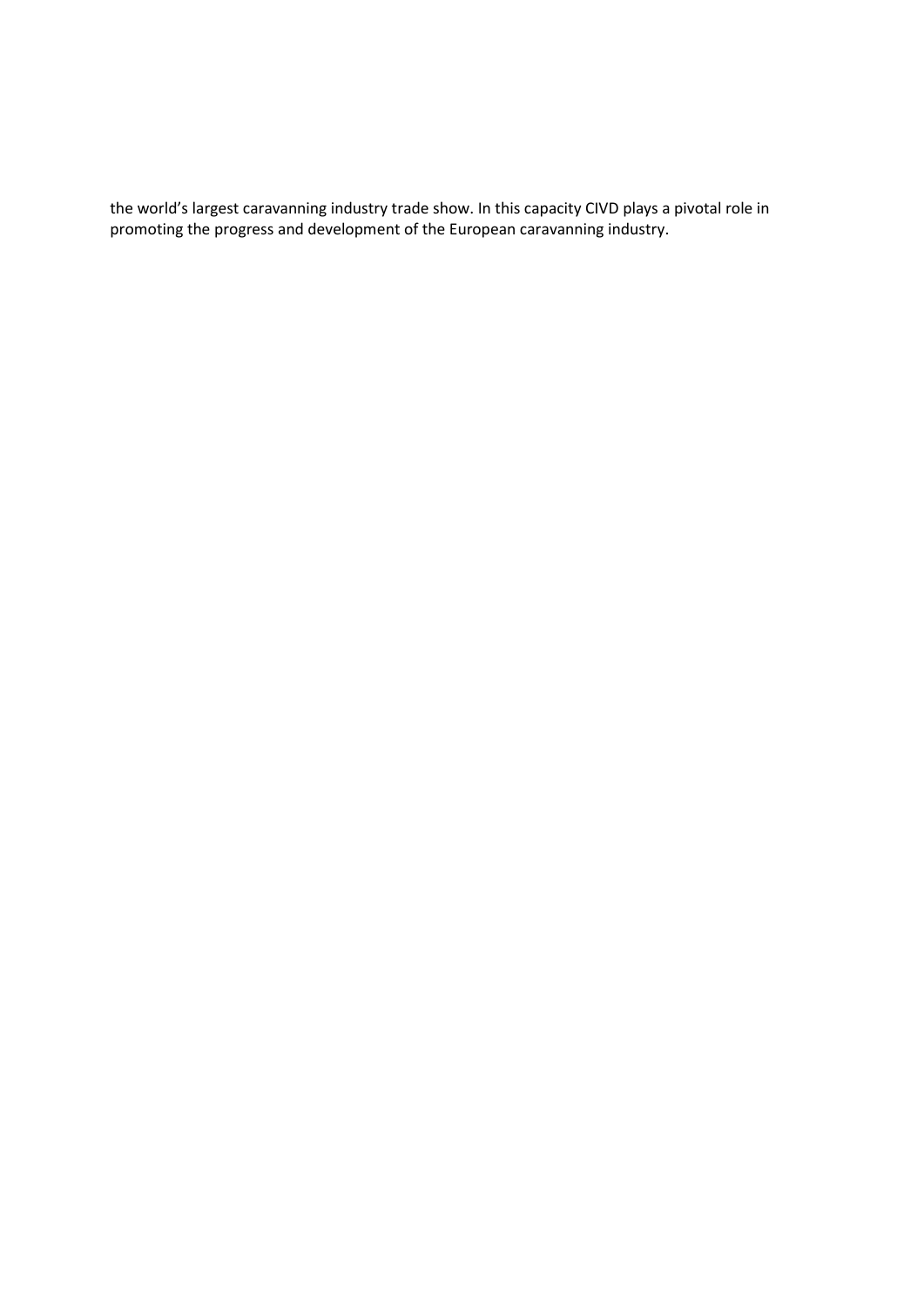the world's largest caravanning industry trade show. In this capacity CIVD plays a pivotal role in promoting the progress and development of the European caravanning industry.